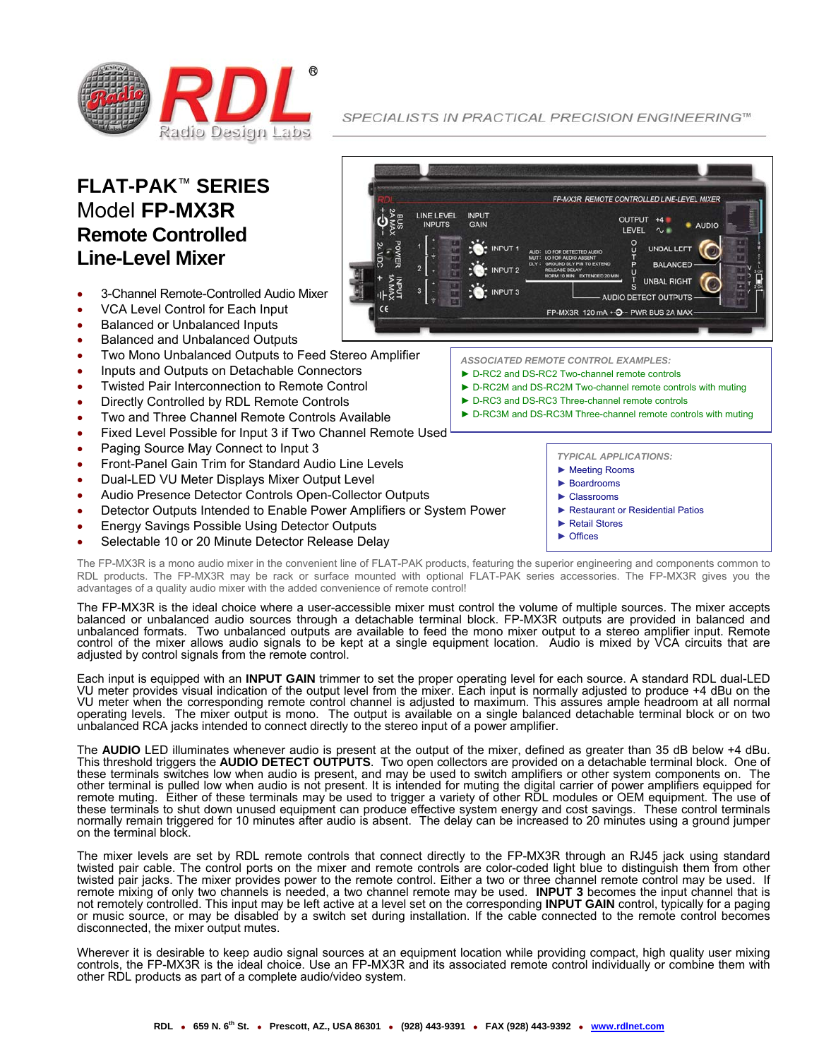SPECIALISTS IN PRACTICAL PRECISION ENGINEERING™

# FLAT-PAK™ SERIES
## Model **FP-MX3R**
## Remote Controlled Line-Level Mixer

- 3-Channel Remote-Controlled Audio Mixer
- VCA Level Control for Each Input
- Balanced or Unbalanced Inputs
- Balanced and Unbalanced Outputs
- Two Mono Unbalanced Outputs to Feed Stereo Amplifier
- Inputs and Outputs on Detachable Connectors
- Twisted Pair Interconnection to Remote Control
- Directly Controlled by RDL Remote Controls
- Two and Three Channel Remote Controls Available
- Fixed Level Possible for Input 3 if Two Channel Remote Used
- Paging Source May Connect to Input 3
- Front-Panel Gain Trim for Standard Audio Line Levels
- Dual-LED VU Meter Displays Mixer Output Level
- Audio Presence Detector Controls Open-Collector Outputs
- Detector Outputs Intended to Enable Power Amplifiers or System Power
- Energy Savings Possible Using Detector Outputs
- Selectable 10 or 20 Minute Detector Release Delay

*ASSOCIATED REMOTE CONTROL EXAMPLES:*

- ► D-RC2 and DS-RC2 Two-channel remote controls
- ► D-RC2M and DS-RC2M Two-channel remote controls with muting
- ► D-RC3 and DS-RC3 Three-channel remote controls
- ► D-RC3M and DS-RC3M Three-channel remote controls with muting

*TYPICAL APPLICATIONS:*

- ► Meeting Rooms
- ► Boardrooms
- ► Classrooms
- ► Restaurant or Residential Patios
- ► Retail Stores
- ► Offices

The FP-MX3R is a mono audio mixer in the convenient line of FLAT-PAK products, featuring the superior engineering and components common to RDL products. The FP-MX3R may be rack or surface mounted with optional FLAT-PAK series accessories. The FP-MX3R gives you the advantages of a quality audio mixer with the added convenience of remote control!

The FP-MX3R is the ideal choice where a user-accessible mixer must control the volume of multiple sources. The mixer accepts balanced or unbalanced audio sources through a detachable terminal block. FP-MX3R outputs are provided in balanced and unbalanced formats. Two unbalanced outputs are available to feed the mono mixer output to a stereo amplifier input. Remote control of the mixer allows audio signals to be kept at a single equipment location. Audio is mixed by VCA circuits that are adjusted by control signals from the remote control.

Each input is equipped with an **INPUT GAIN** trimmer to set the proper operating level for each source. A standard RDL dual-LED VU meter provides visual indication of the output level from the mixer. Each input is normally adjusted to produce +4 dBu on the VU meter when the corresponding remote control channel is adjusted to maximum. This assures ample headroom at all normal operating levels. The mixer output is mono. The output is available on a single balanced detachable terminal block or on two unbalanced RCA jacks intended to connect directly to the stereo input of a power amplifier.

The **AUDIO** LED illuminates whenever audio is present at the output of the mixer, defined as greater than 35 dB below +4 dBu. This threshold triggers the **AUDIO DETECT OUTPUTS**. Two open collectors are provided on a detachable terminal block. One of these terminals switches low when audio is present, and may be used to switch amplifiers or other system components on. The other terminal is pulled low when audio is not present. It is intended for muting the digital carrier of power amplifiers equipped for remote muting. Either of these terminals may be used to trigger a variety of other RDL modules or OEM equipment. The use of these terminals to shut down unused equipment can produce effective system energy and cost savings. These control terminals normally remain triggered for 10 minutes after audio is absent. The delay can be increased to 20 minutes using a ground jumper on the terminal block.

The mixer levels are set by RDL remote controls that connect directly to the FP-MX3R through an RJ45 jack using standard twisted pair cable. The control ports on the mixer and remote controls are color-coded light blue to distinguish them from other twisted pair jacks. The mixer provides power to the remote control. Either a two or three channel remote control may be used. If remote mixing of only two channels is needed, a two channel remote may be used. **INPUT 3** becomes the input channel that is not remotely controlled. This input may be left active at a level set on the corresponding **INPUT GAIN** control, typically for a paging or music source, or may be disabled by a switch set during installation. If the cable connected to the remote control becomes disconnected, the mixer output mutes.

Wherever it is desirable to keep audio signal sources at an equipment location while providing compact, high quality user mixing controls, the FP-MX3R is the ideal choice. Use an FP-MX3R and its associated remote control individually or combine them with other RDL products as part of a complete audio/video system.

**RDL • 659 N. 6th St. • Prescott, AZ., USA 86301 • (928) 443-9391 • FAX (928) 443-9392 • www.rdlnet.com**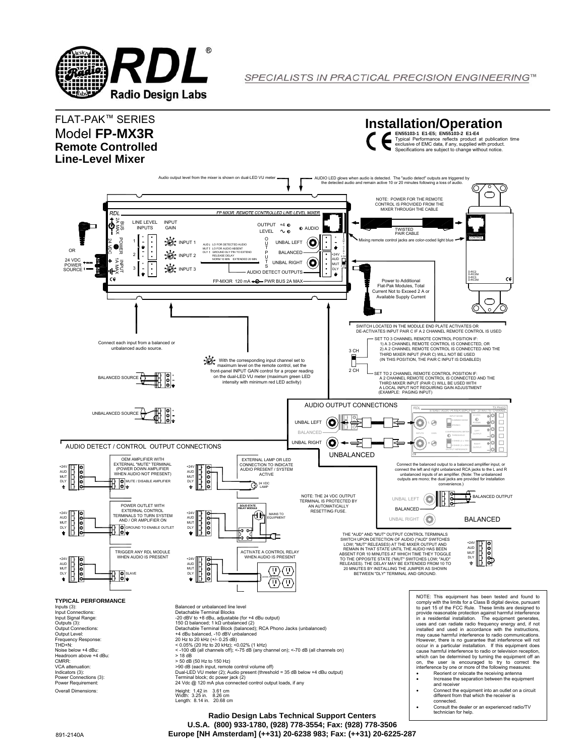RDL® Radio Design Labs

SPECIALISTS IN PRACTICAL PRECISION ENGINEERING™

# FLAT-PAK™ SERIES
## Model **FP-MX3R**
### Remote Controlled Line-Level Mixer

# Installation/Operation

CE **EN55103-1 E1-E5; EN55103-2 E1-E4**
Typical Performance reflects product at publication time exclusive of EMC data, if any, supplied with product. Specifications are subject to change without notice.

Audio output level from the mixer is shown on dual-LED VU meter

AUDIO LED glows when audio is detected. The "audio detect" outputs are triggered by the detected audio and remain active 10 or 20 minutes following a loss of audio.

NOTE: POWER FOR THE REMOTE CONTROL IS PROVIDED FROM THE MIXER THROUGH THE CABLE

TWISTED PAIR CABLE

Mixing remote control jacks are color-coded light blue

Power to Additional Flat-Pak Modules, Total Current Not to Exceed 2 A or Available Supply Current

OR

24 VDC POWER SOURCE

FP-MX3R 120 mA PWR BUS 2A MAX

AUD: LO FOR DETECTED AUDIO
MUT: LO FOR AUDIO ABSENT
DLY: GROUND DLY PIN TO EXTEND RELEASE DELAY
NORM 10 MIN EXTENDED 20 MIN

SWITCH LOCATED IN THE MODULE END PLATE ACTIVATES OR DE-ACTIVATES INPUT PAIR C IF A 2 CHANNEL REMOTE CONTROL IS USED

3 CH — SET TO 3 CHANNEL REMOTE CONTROL POSITION IF:
1) A 3 CHANNEL REMOTE CONTROL IS CONNECTED, OR
2) A 2 CHANNEL REMOTE CONTROL IS CONNECTED AND THE THIRD MIXER INPUT (PAIR C) WILL NOT BE USED
(IN THIS POSITION, THE PAIR C INPUT IS DISABLED)

2 CH — SET TO 2 CHANNEL REMOTE CONTROL POSITION IF:
A 2 CHANNEL REMOTE CONTROL IS CONNECTED AND THE THIRD MIXER INPUT (PAIR C) WILL BE USED WITH A LOCAL INPUT NOT REQUIRING GAIN ADJUSTMENT
(EXAMPLE: PAGING INPUT)

Connect each input from a balanced or unbalanced audio source.

With the corresponding input channel set to maximum level on the remote control, set the front-panel INPUT GAIN control for a proper reading on the dual-LED VU meter (maximum green LED intensity with minimum red LED activity)

BALANCED SOURCE

UNBALANCED SOURCE

AUDIO OUTPUT CONNECTIONS

UNBALANCED

Connect the balanced output to a balanced amplifier input, or connect the left and right unbalanced RCA jacks to the L and R unbalanced inputs of an amplifier. (Note: The unbalanced outputs are mono; the dual jacks are provided for installation convenience.)

BALANCED OUTPUT

BALANCED

AUDIO DETECT / CONTROL OUTPUT CONNECTIONS

OEM AMPLIFIER WITH EXTERNAL "MUTE" TERMINAL (POWER DOWN AMPLIFIER WHEN AUDIO NOT PRESENT) — MUTE / DISABLE AMPLIFIER

EXTERNAL LAMP OR LED CONNECTION TO INDICATE AUDIO PRESENT / SYSTEM ACTIVE — 24 VDC LAMP

NOTE: THE 24 VDC OUTPUT TERMINAL IS PROTECTED BY AN AUTOMATICALLY RESETTING FUSE.

POWER OUTLET WITH EXTERNAL CONTROL TERMINALS TO TURN SYSTEM AND / OR AMPLIFIER ON — GROUND TO ENABLE OUTLET

SOLID STATE RELAY MODULE — MAINS TO EQUIPMENT

THE "AUD" AND "MUT" OUTPUT CONTROL TERMINALS SWITCH UPON DETECTION OF AUDIO ("AUD" SWITCHES LOW; "MUT" RELEASES) AT THE MIXER OUTPUT AND REMAIN IN THAT STATE UNTIL THE AUDIO HAS BEEN ABSENT FOR 10 MINUTES AT WHICH TIME THEY TOGGLE TO THE OPPOSITE STATE ("MUT" SWITCHES LOW; "AUD" RELEASES). THE DELAY MAY BE EXTENDED FROM 10 TO 20 MINUTES BY INSTALLING THE JUMPER AS SHOWN BETWEEN "DLY" TERMINAL AND GROUND.

TRIGGER ANY RDL MODULE WHEN AUDIO IS PRESENT — SLAVE

ACTIVATE A CONTROL RELAY WHEN AUDIO IS PRESENT — 24VDC RELAY COIL

**TYPICAL PERFORMANCE**

| | |
|---|---|
| Inputs (3): | Balanced or unbalanced line level |
| Input Connections: | Detachable Terminal Blocks |
| Input Signal Range: | -20 dBV to +8 dBu, adjustable (for +4 dBu output) |
| Outputs (3): | 150 Ω balanced; 1 kΩ unbalanced (2) |
| Output Connections: | Detachable Terminal Block (balanced); RCA Phono Jacks (unbalanced) |
| Output Level: | +4 dBu balanced, -10 dBV unbalanced |
| Frequency Response: | 20 Hz to 20 kHz (+/- 0.25 dB) |
| THD+N: | < 0.05% (20 Hz to 20 kHz); <0.02% (1 kHz) |
| Noise below +4 dBu: | < -100 dB (all channels off); <-75 dB (any channel on); <-70 dB (all channels on) |
| Headroom above +4 dBu: | > 18 dB |
| CMRR: | > 50 dB (50 Hz to 150 Hz) |
| VCA attenuation: | >90 dB (each input, remote control volume off) |
| Indicators (3): | Dual-LED VU meter (2); Audio present (threshold = 35 dB below +4 dBu output) |
| Power Connections (3): | Terminal block; dc power jack (2) |
| Power Requirement: | 24 Vdc @ 120 mA plus connected control output loads, if any |
| Overall Dimensions: | Height: 1.42 in 3.61 cm<br>Width: 3.25 in. 8.26 cm<br>Length: 8.14 in. 20.68 cm |

NOTE: This equipment has been tested and found to comply with the limits for a Class B digital device, pursuant to part 15 of the FCC Rule. These limits are designed to provide reasonable protection against harmful interference in a residential installation. The equipment generates, uses and can radiate radio frequency energy and, if not installed and used in accordance with the instructions, may cause harmful interference to radio communications. However, there is no guarantee that interference will not occur in a particular installation. If this equipment does cause harmful interference to radio or television reception, which can be determined by turning the equipment off an on, the user is encouraged to try to correct the interference by one or more of the following measures:

- Reorient or relocate the receiving antenna
- Increase the separation between the equipment and receiver
- Connect the equipment into an outlet on a circuit different from that which the receiver is connected.
- Consult the dealer or an experienced radio/TV technician for help.

**Radio Design Labs Technical Support Centers**
**U.S.A. (800) 933-1780, (928) 778-3554; Fax: (928) 778-3506**
**Europe [NH Amsterdam] (++31) 20-6238 983; Fax: (++31) 20-6225-287**

891-2140A